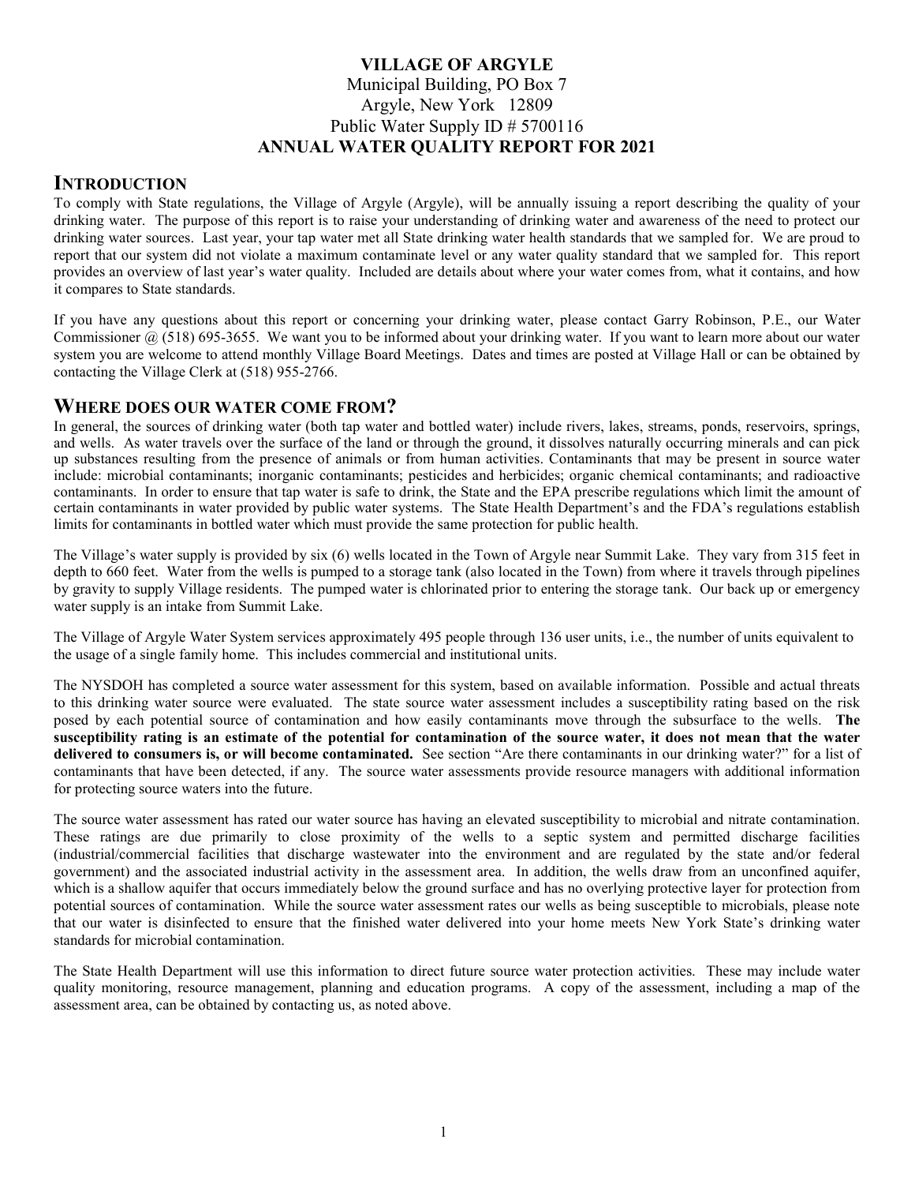# VILLAGE OF ARGYLE

Municipal Building, PO Box 7
Argyle, New York 12809
Public Water Supply ID # 5700116

**ANNUAL WATER QUALITY REPORT FOR 2021**

## INTRODUCTION

To comply with State regulations, the Village of Argyle (Argyle), will be annually issuing a report describing the quality of your drinking water. The purpose of this report is to raise your understanding of drinking water and awareness of the need to protect our drinking water sources. Last year, your tap water met all State drinking water health standards that we sampled for. We are proud to report that our system did not violate a maximum contaminate level or any water quality standard that we sampled for. This report provides an overview of last year's water quality. Included are details about where your water comes from, what it contains, and how it compares to State standards.

If you have any questions about this report or concerning your drinking water, please contact Garry Robinson, P.E., our Water Commissioner @ (518) 695-3655. We want you to be informed about your drinking water. If you want to learn more about our water system you are welcome to attend monthly Village Board Meetings. Dates and times are posted at Village Hall or can be obtained by contacting the Village Clerk at (518) 955-2766.

## WHERE DOES OUR WATER COME FROM?

In general, the sources of drinking water (both tap water and bottled water) include rivers, lakes, streams, ponds, reservoirs, springs, and wells. As water travels over the surface of the land or through the ground, it dissolves naturally occurring minerals and can pick up substances resulting from the presence of animals or from human activities. Contaminants that may be present in source water include: microbial contaminants; inorganic contaminants; pesticides and herbicides; organic chemical contaminants; and radioactive contaminants. In order to ensure that tap water is safe to drink, the State and the EPA prescribe regulations which limit the amount of certain contaminants in water provided by public water systems. The State Health Department's and the FDA's regulations establish limits for contaminants in bottled water which must provide the same protection for public health.

The Village's water supply is provided by six (6) wells located in the Town of Argyle near Summit Lake. They vary from 315 feet in depth to 660 feet. Water from the wells is pumped to a storage tank (also located in the Town) from where it travels through pipelines by gravity to supply Village residents. The pumped water is chlorinated prior to entering the storage tank. Our back up or emergency water supply is an intake from Summit Lake.

The Village of Argyle Water System services approximately 495 people through 136 user units, i.e., the number of units equivalent to the usage of a single family home. This includes commercial and institutional units.

The NYSDOH has completed a source water assessment for this system, based on available information. Possible and actual threats to this drinking water source were evaluated. The state source water assessment includes a susceptibility rating based on the risk posed by each potential source of contamination and how easily contaminants move through the subsurface to the wells. **The susceptibility rating is an estimate of the potential for contamination of the source water, it does not mean that the water delivered to consumers is, or will become contaminated.** See section "Are there contaminants in our drinking water?" for a list of contaminants that have been detected, if any. The source water assessments provide resource managers with additional information for protecting source waters into the future.

The source water assessment has rated our water source has having an elevated susceptibility to microbial and nitrate contamination. These ratings are due primarily to close proximity of the wells to a septic system and permitted discharge facilities (industrial/commercial facilities that discharge wastewater into the environment and are regulated by the state and/or federal government) and the associated industrial activity in the assessment area. In addition, the wells draw from an unconfined aquifer, which is a shallow aquifer that occurs immediately below the ground surface and has no overlying protective layer for protection from potential sources of contamination. While the source water assessment rates our wells as being susceptible to microbials, please note that our water is disinfected to ensure that the finished water delivered into your home meets New York State's drinking water standards for microbial contamination.

The State Health Department will use this information to direct future source water protection activities. These may include water quality monitoring, resource management, planning and education programs. A copy of the assessment, including a map of the assessment area, can be obtained by contacting us, as noted above.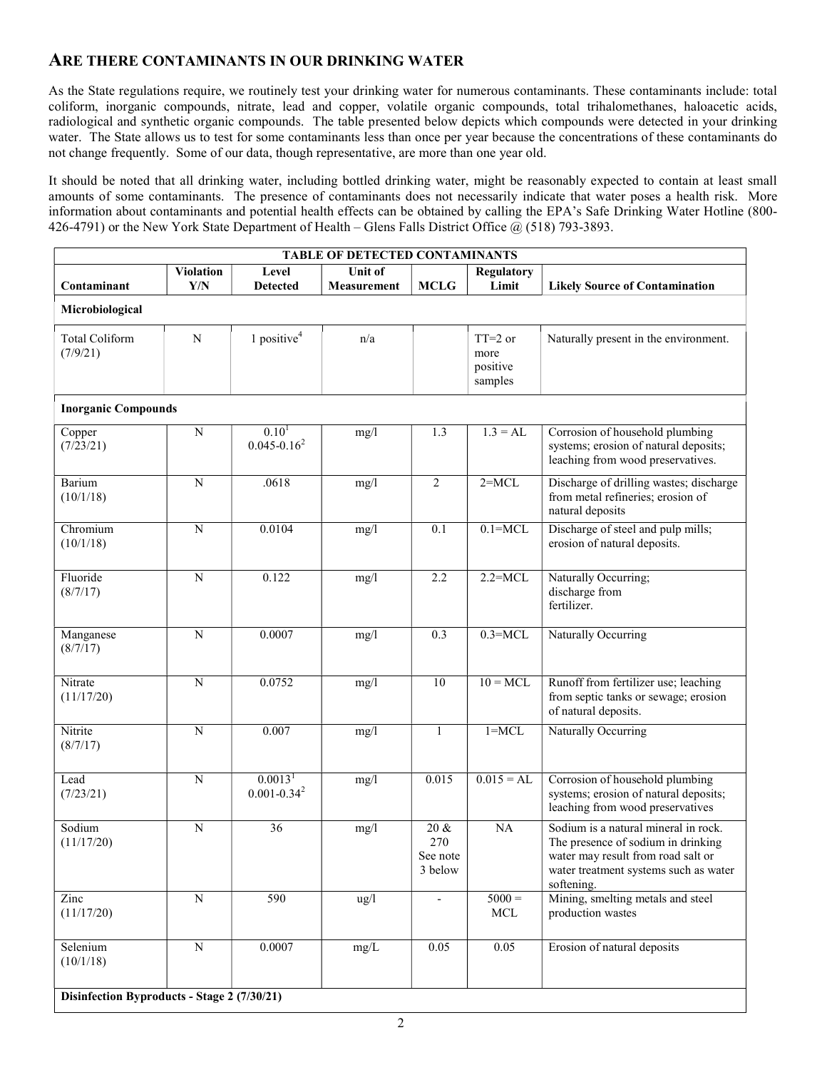## ARE THERE CONTAMINANTS IN OUR DRINKING WATER

As the State regulations require, we routinely test your drinking water for numerous contaminants. These contaminants include: total coliform, inorganic compounds, nitrate, lead and copper, volatile organic compounds, total trihalomethanes, haloacetic acids, radiological and synthetic organic compounds. The table presented below depicts which compounds were detected in your drinking water. The State allows us to test for some contaminants less than once per year because the concentrations of these contaminants do not change frequently. Some of our data, though representative, are more than one year old.

It should be noted that all drinking water, including bottled drinking water, might be reasonably expected to contain at least small amounts of some contaminants. The presence of contaminants does not necessarily indicate that water poses a health risk. More information about contaminants and potential health effects can be obtained by calling the EPA's Safe Drinking Water Hotline (800-426-4791) or the New York State Department of Health – Glens Falls District Office @ (518) 793-3893.

| TABLE OF DETECTED CONTAMINANTS | | | | | | |
|---|---|---|---|---|---|---|
| **Contaminant** | **Violation Y/N** | **Level Detected** | **Unit of Measurement** | **MCLG** | **Regulatory Limit** | **Likely Source of Contamination** |
| **Microbiological** | | | | | | |
| Total Coliform (7/9/21) | N | 1 positive[4] | n/a | | TT=2 or more positive samples | Naturally present in the environment. |
| **Inorganic Compounds** | | | | | | |
| Copper (7/23/21) | N | 0.10[1] 0.045-0.16[2] | mg/l | 1.3 | 1.3 = AL | Corrosion of household plumbing systems; erosion of natural deposits; leaching from wood preservatives. |
| Barium (10/1/18) | N | .0618 | mg/l | 2 | 2=MCL | Discharge of drilling wastes; discharge from metal refineries; erosion of natural deposits |
| Chromium (10/1/18) | N | 0.0104 | mg/l | 0.1 | 0.1=MCL | Discharge of steel and pulp mills; erosion of natural deposits. |
| Fluoride (8/7/17) | N | 0.122 | mg/l | 2.2 | 2.2=MCL | Naturally Occurring; discharge from fertilizer. |
| Manganese (8/7/17) | N | 0.0007 | mg/l | 0.3 | 0.3=MCL | Naturally Occurring |
| Nitrate (11/17/20) | N | 0.0752 | mg/l | 10 | 10 = MCL | Runoff from fertilizer use; leaching from septic tanks or sewage; erosion of natural deposits. |
| Nitrite (8/7/17) | N | 0.007 | mg/l | 1 | 1=MCL | Naturally Occurring |
| Lead (7/23/21) | N | 0.0013[1] 0.001-0.34[2] | mg/l | 0.015 | 0.015 = AL | Corrosion of household plumbing systems; erosion of natural deposits; leaching from wood preservatives |
| Sodium (11/17/20) | N | 36 | mg/l | 20 & 270 See note 3 below | NA | Sodium is a natural mineral in rock. The presence of sodium in drinking water may result from road salt or water treatment systems such as water softening. |
| Zinc (11/17/20) | N | 590 | ug/l | - | 5000 = MCL | Mining, smelting metals and steel production wastes |
| Selenium (10/1/18) | N | 0.0007 | mg/L | 0.05 | 0.05 | Erosion of natural deposits |
| **Disinfection Byproducts - Stage 2 (7/30/21)** | | | | | | |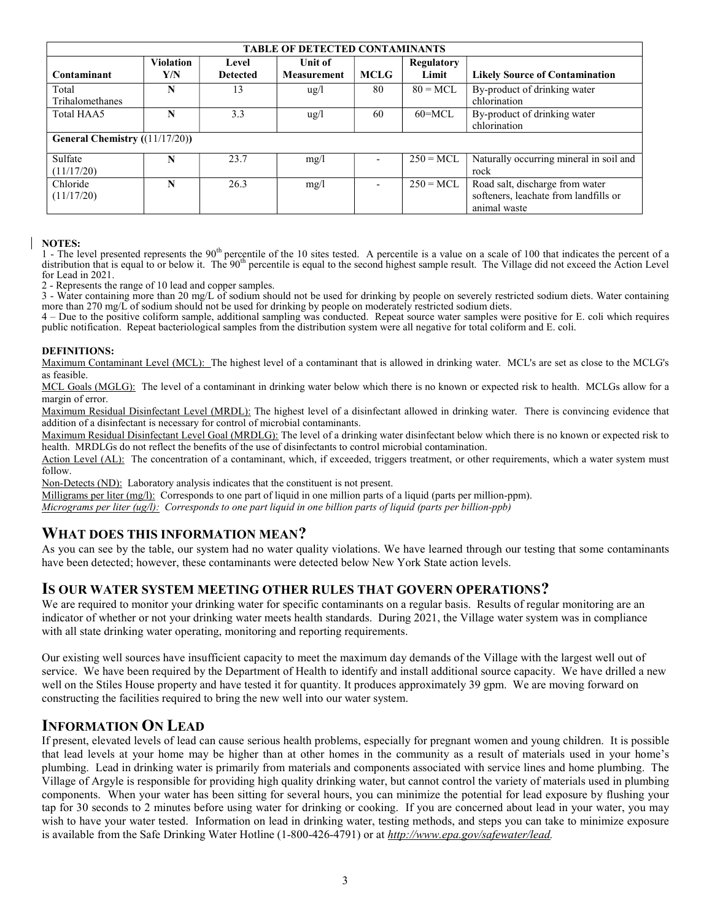| TABLE OF DETECTED CONTAMINANTS | | | | | | |
|---|---|---|---|---|---|---|
| **Contaminant** | **Violation Y/N** | **Level Detected** | **Unit of Measurement** | **MCLG** | **Regulatory Limit** | **Likely Source of Contamination** |
| Total Trihalomethanes | **N** | 13 | ug/l | 80 | 80 = MCL | By-product of drinking water chlorination |
| Total HAA5 | **N** | 3.3 | ug/l | 60 | 60=MCL | By-product of drinking water chlorination |
| **General Chemistry ((11/17/20))** | | | | | | |
| Sulfate (11/17/20) | **N** | 23.7 | mg/l | - | 250 = MCL | Naturally occurring mineral in soil and rock |
| Chloride (11/17/20) | **N** | 26.3 | mg/l | - | 250 = MCL | Road salt, discharge from water softeners, leachate from landfills or animal waste |

**NOTES:**

1 - The level presented represents the 90th percentile of the 10 sites tested. A percentile is a value on a scale of 100 that indicates the percent of a distribution that is equal to or below it. The 90th percentile is equal to the second highest sample result. The Village did not exceed the Action Level for Lead in 2021.

2 - Represents the range of 10 lead and copper samples.

3 - Water containing more than 20 mg/L of sodium should not be used for drinking by people on severely restricted sodium diets. Water containing more than 270 mg/L of sodium should not be used for drinking by people on moderately restricted sodium diets.

4 – Due to the positive coliform sample, additional sampling was conducted. Repeat source water samples were positive for E. coli which requires public notification. Repeat bacteriological samples from the distribution system were all negative for total coliform and E. coli.

**DEFINITIONS:**

Maximum Contaminant Level (MCL): The highest level of a contaminant that is allowed in drinking water. MCL's are set as close to the MCLG's as feasible.

MCL Goals (MGLG): The level of a contaminant in drinking water below which there is no known or expected risk to health. MCLGs allow for a margin of error.

Maximum Residual Disinfectant Level (MRDL): The highest level of a disinfectant allowed in drinking water. There is convincing evidence that addition of a disinfectant is necessary for control of microbial contaminants.

Maximum Residual Disinfectant Level Goal (MRDLG): The level of a drinking water disinfectant below which there is no known or expected risk to health. MRDLGs do not reflect the benefits of the use of disinfectants to control microbial contamination.

Action Level (AL): The concentration of a contaminant, which, if exceeded, triggers treatment, or other requirements, which a water system must follow.

Non-Detects (ND): Laboratory analysis indicates that the constituent is not present.

Milligrams per liter (mg/l): Corresponds to one part of liquid in one million parts of a liquid (parts per million-ppm).

*Micrograms per liter (ug/l): Corresponds to one part liquid in one billion parts of liquid (parts per billion-ppb)*

## WHAT DOES THIS INFORMATION MEAN?

As you can see by the table, our system had no water quality violations. We have learned through our testing that some contaminants have been detected; however, these contaminants were detected below New York State action levels.

## IS OUR WATER SYSTEM MEETING OTHER RULES THAT GOVERN OPERATIONS?

We are required to monitor your drinking water for specific contaminants on a regular basis. Results of regular monitoring are an indicator of whether or not your drinking water meets health standards. During 2021, the Village water system was in compliance with all state drinking water operating, monitoring and reporting requirements.

Our existing well sources have insufficient capacity to meet the maximum day demands of the Village with the largest well out of service. We have been required by the Department of Health to identify and install additional source capacity. We have drilled a new well on the Stiles House property and have tested it for quantity. It produces approximately 39 gpm. We are moving forward on constructing the facilities required to bring the new well into our water system.

## INFORMATION ON LEAD

If present, elevated levels of lead can cause serious health problems, especially for pregnant women and young children. It is possible that lead levels at your home may be higher than at other homes in the community as a result of materials used in your home's plumbing. Lead in drinking water is primarily from materials and components associated with service lines and home plumbing. The Village of Argyle is responsible for providing high quality drinking water, but cannot control the variety of materials used in plumbing components. When your water has been sitting for several hours, you can minimize the potential for lead exposure by flushing your tap for 30 seconds to 2 minutes before using water for drinking or cooking. If you are concerned about lead in your water, you may wish to have your water tested. Information on lead in drinking water, testing methods, and steps you can take to minimize exposure is available from the Safe Drinking Water Hotline (1-800-426-4791) or at ***http://www.epa.gov/safewater/lead.***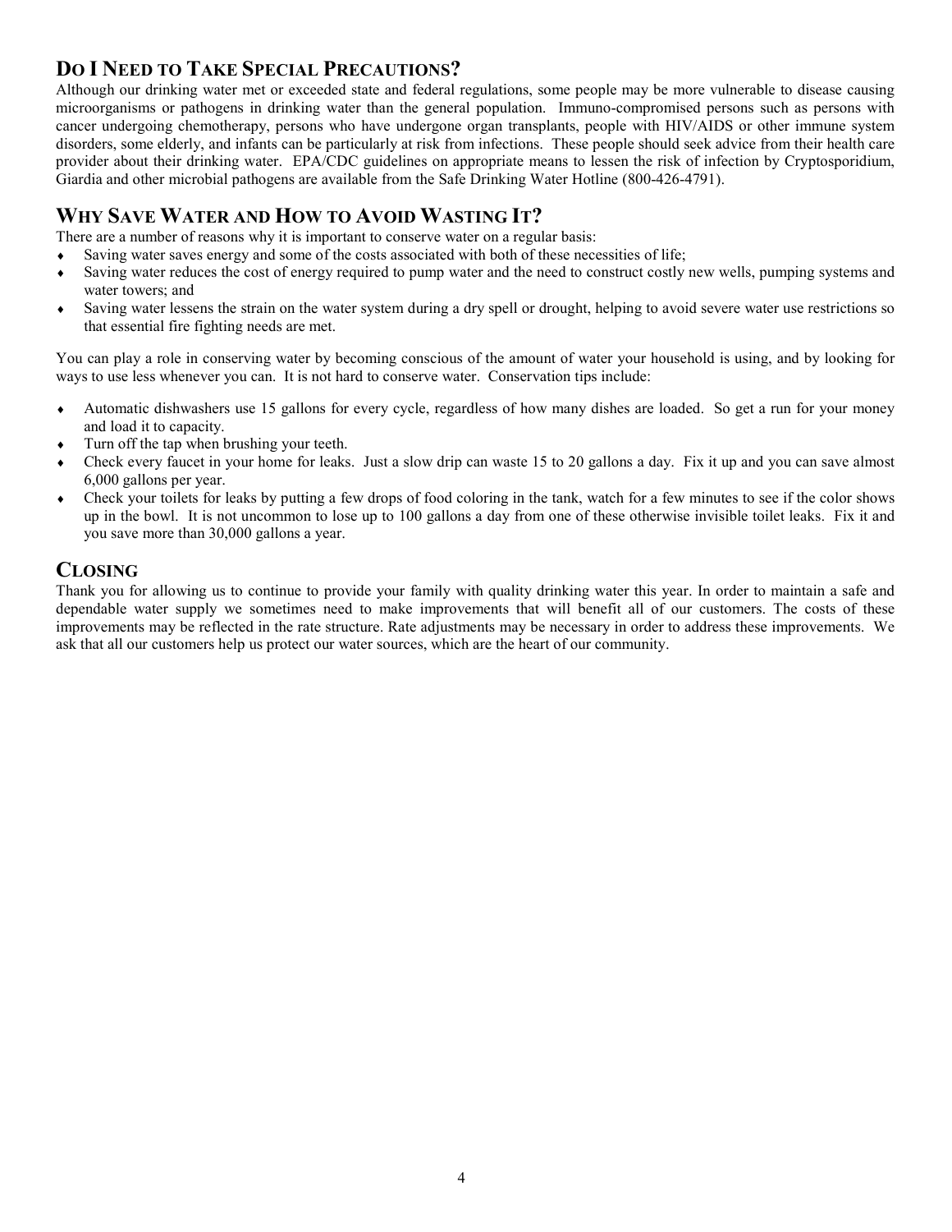## Do I Need to Take Special Precautions?

Although our drinking water met or exceeded state and federal regulations, some people may be more vulnerable to disease causing microorganisms or pathogens in drinking water than the general population. Immuno-compromised persons such as persons with cancer undergoing chemotherapy, persons who have undergone organ transplants, people with HIV/AIDS or other immune system disorders, some elderly, and infants can be particularly at risk from infections. These people should seek advice from their health care provider about their drinking water. EPA/CDC guidelines on appropriate means to lessen the risk of infection by Cryptosporidium, Giardia and other microbial pathogens are available from the Safe Drinking Water Hotline (800-426-4791).

## Why Save Water and How to Avoid Wasting It?

There are a number of reasons why it is important to conserve water on a regular basis:

- Saving water saves energy and some of the costs associated with both of these necessities of life;
- Saving water reduces the cost of energy required to pump water and the need to construct costly new wells, pumping systems and water towers; and
- Saving water lessens the strain on the water system during a dry spell or drought, helping to avoid severe water use restrictions so that essential fire fighting needs are met.

You can play a role in conserving water by becoming conscious of the amount of water your household is using, and by looking for ways to use less whenever you can. It is not hard to conserve water. Conservation tips include:

- Automatic dishwashers use 15 gallons for every cycle, regardless of how many dishes are loaded. So get a run for your money and load it to capacity.
- Turn off the tap when brushing your teeth.
- Check every faucet in your home for leaks. Just a slow drip can waste 15 to 20 gallons a day. Fix it up and you can save almost 6,000 gallons per year.
- Check your toilets for leaks by putting a few drops of food coloring in the tank, watch for a few minutes to see if the color shows up in the bowl. It is not uncommon to lose up to 100 gallons a day from one of these otherwise invisible toilet leaks. Fix it and you save more than 30,000 gallons a year.

## Closing

Thank you for allowing us to continue to provide your family with quality drinking water this year. In order to maintain a safe and dependable water supply we sometimes need to make improvements that will benefit all of our customers. The costs of these improvements may be reflected in the rate structure. Rate adjustments may be necessary in order to address these improvements. We ask that all our customers help us protect our water sources, which are the heart of our community.